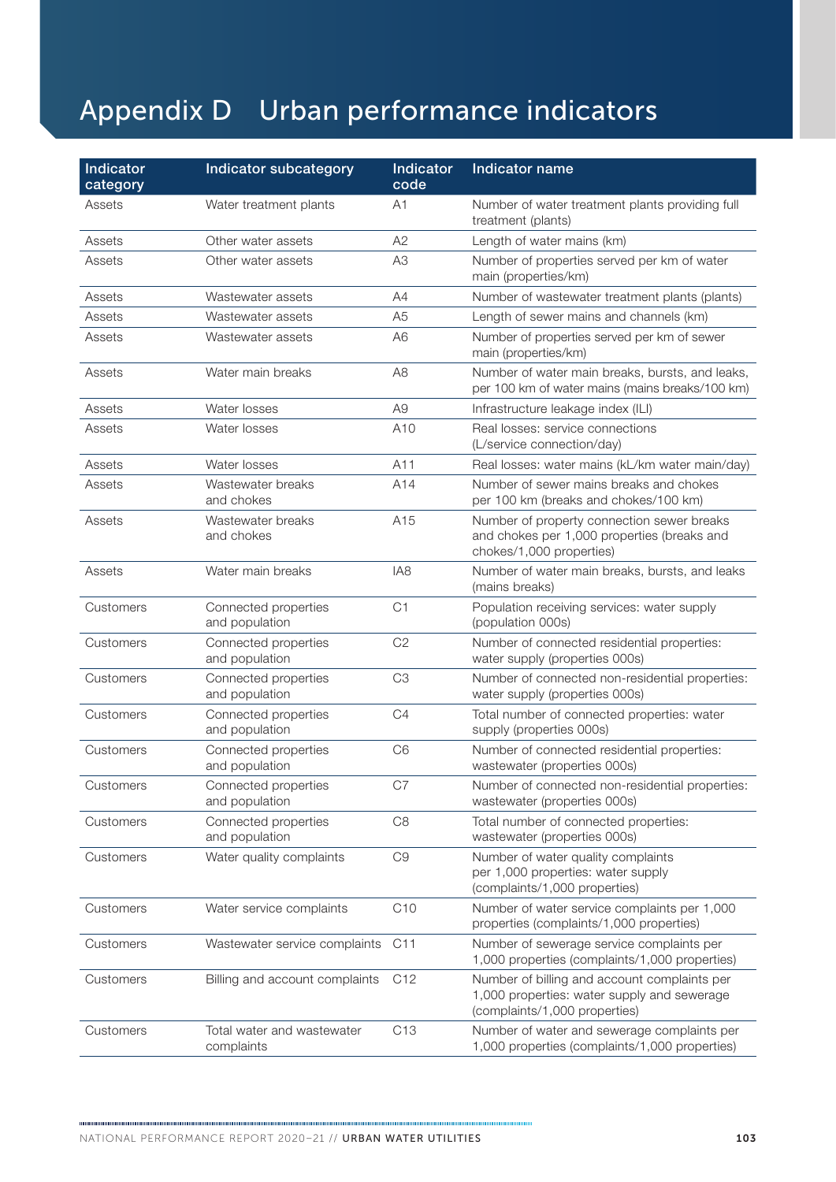# Appendix D Urban performance indicators

| Indicator category | Indicator subcategory | Indicator code | Indicator name |
|---|---|---|---|
| Assets | Water treatment plants | A1 | Number of water treatment plants providing full treatment (plants) |
| Assets | Other water assets | A2 | Length of water mains (km) |
| Assets | Other water assets | A3 | Number of properties served per km of water main (properties/km) |
| Assets | Wastewater assets | A4 | Number of wastewater treatment plants (plants) |
| Assets | Wastewater assets | A5 | Length of sewer mains and channels (km) |
| Assets | Wastewater assets | A6 | Number of properties served per km of sewer main (properties/km) |
| Assets | Water main breaks | A8 | Number of water main breaks, bursts, and leaks, per 100 km of water mains (mains breaks/100 km) |
| Assets | Water losses | A9 | Infrastructure leakage index (ILI) |
| Assets | Water losses | A10 | Real losses: service connections (L/service connection/day) |
| Assets | Water losses | A11 | Real losses: water mains (kL/km water main/day) |
| Assets | Wastewater breaks and chokes | A14 | Number of sewer mains breaks and chokes per 100 km (breaks and chokes/100 km) |
| Assets | Wastewater breaks and chokes | A15 | Number of property connection sewer breaks and chokes per 1,000 properties (breaks and chokes/1,000 properties) |
| Assets | Water main breaks | IA8 | Number of water main breaks, bursts, and leaks (mains breaks) |
| Customers | Connected properties and population | C1 | Population receiving services: water supply (population 000s) |
| Customers | Connected properties and population | C2 | Number of connected residential properties: water supply (properties 000s) |
| Customers | Connected properties and population | C3 | Number of connected non-residential properties: water supply (properties 000s) |
| Customers | Connected properties and population | C4 | Total number of connected properties: water supply (properties 000s) |
| Customers | Connected properties and population | C6 | Number of connected residential properties: wastewater (properties 000s) |
| Customers | Connected properties and population | C7 | Number of connected non-residential properties: wastewater (properties 000s) |
| Customers | Connected properties and population | C8 | Total number of connected properties: wastewater (properties 000s) |
| Customers | Water quality complaints | C9 | Number of water quality complaints per 1,000 properties: water supply (complaints/1,000 properties) |
| Customers | Water service complaints | C10 | Number of water service complaints per 1,000 properties (complaints/1,000 properties) |
| Customers | Wastewater service complaints | C11 | Number of sewerage service complaints per 1,000 properties (complaints/1,000 properties) |
| Customers | Billing and account complaints | C12 | Number of billing and account complaints per 1,000 properties: water supply and sewerage (complaints/1,000 properties) |
| Customers | Total water and wastewater complaints | C13 | Number of water and sewerage complaints per 1,000 properties (complaints/1,000 properties) |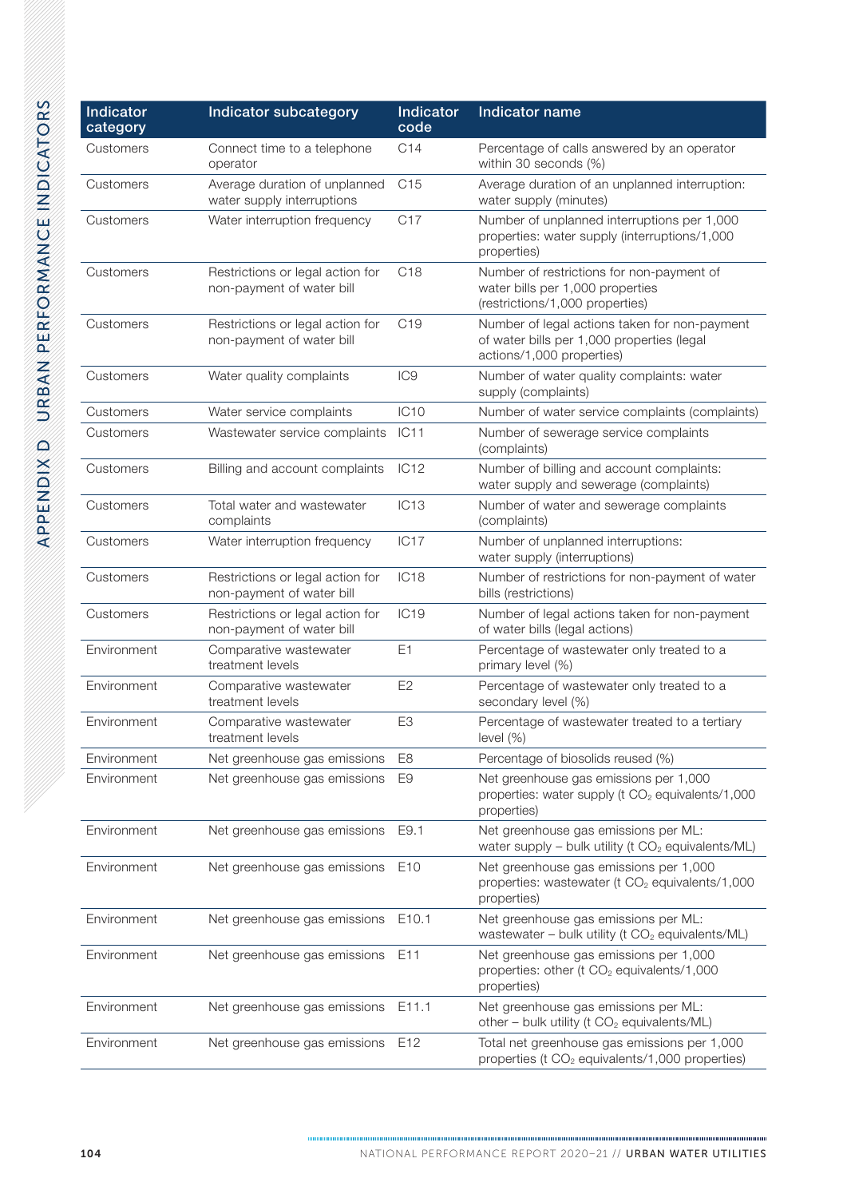| Indicator category | Indicator subcategory | Indicator code | Indicator name |
|---|---|---|---|
| Customers | Connect time to a telephone operator | C14 | Percentage of calls answered by an operator within 30 seconds (%) |
| Customers | Average duration of unplanned water supply interruptions | C15 | Average duration of an unplanned interruption: water supply (minutes) |
| Customers | Water interruption frequency | C17 | Number of unplanned interruptions per 1,000 properties: water supply (interruptions/1,000 properties) |
| Customers | Restrictions or legal action for non-payment of water bill | C18 | Number of restrictions for non-payment of water bills per 1,000 properties (restrictions/1,000 properties) |
| Customers | Restrictions or legal action for non-payment of water bill | C19 | Number of legal actions taken for non-payment of water bills per 1,000 properties (legal actions/1,000 properties) |
| Customers | Water quality complaints | IC9 | Number of water quality complaints: water supply (complaints) |
| Customers | Water service complaints | IC10 | Number of water service complaints (complaints) |
| Customers | Wastewater service complaints | IC11 | Number of sewerage service complaints (complaints) |
| Customers | Billing and account complaints | IC12 | Number of billing and account complaints: water supply and sewerage (complaints) |
| Customers | Total water and wastewater complaints | IC13 | Number of water and sewerage complaints (complaints) |
| Customers | Water interruption frequency | IC17 | Number of unplanned interruptions: water supply (interruptions) |
| Customers | Restrictions or legal action for non-payment of water bill | IC18 | Number of restrictions for non-payment of water bills (restrictions) |
| Customers | Restrictions or legal action for non-payment of water bill | IC19 | Number of legal actions taken for non-payment of water bills (legal actions) |
| Environment | Comparative wastewater treatment levels | E1 | Percentage of wastewater only treated to a primary level (%) |
| Environment | Comparative wastewater treatment levels | E2 | Percentage of wastewater only treated to a secondary level (%) |
| Environment | Comparative wastewater treatment levels | E3 | Percentage of wastewater treated to a tertiary level (%) |
| Environment | Net greenhouse gas emissions | E8 | Percentage of biosolids reused (%) |
| Environment | Net greenhouse gas emissions | E9 | Net greenhouse gas emissions per 1,000 properties: water supply (t $CO_2$ equivalents/1,000 properties) |
| Environment | Net greenhouse gas emissions | E9.1 | Net greenhouse gas emissions per ML: water supply – bulk utility (t $CO_2$ equivalents/ML) |
| Environment | Net greenhouse gas emissions | E10 | Net greenhouse gas emissions per 1,000 properties: wastewater (t $CO_2$ equivalents/1,000 properties) |
| Environment | Net greenhouse gas emissions | E10.1 | Net greenhouse gas emissions per ML: wastewater – bulk utility (t $CO_2$ equivalents/ML) |
| Environment | Net greenhouse gas emissions | E11 | Net greenhouse gas emissions per 1,000 properties: other (t $CO_2$ equivalents/1,000 properties) |
| Environment | Net greenhouse gas emissions | E11.1 | Net greenhouse gas emissions per ML: other – bulk utility (t $CO_2$ equivalents/ML) |
| Environment | Net greenhouse gas emissions | E12 | Total net greenhouse gas emissions per 1,000 properties (t $CO_2$ equivalents/1,000 properties) |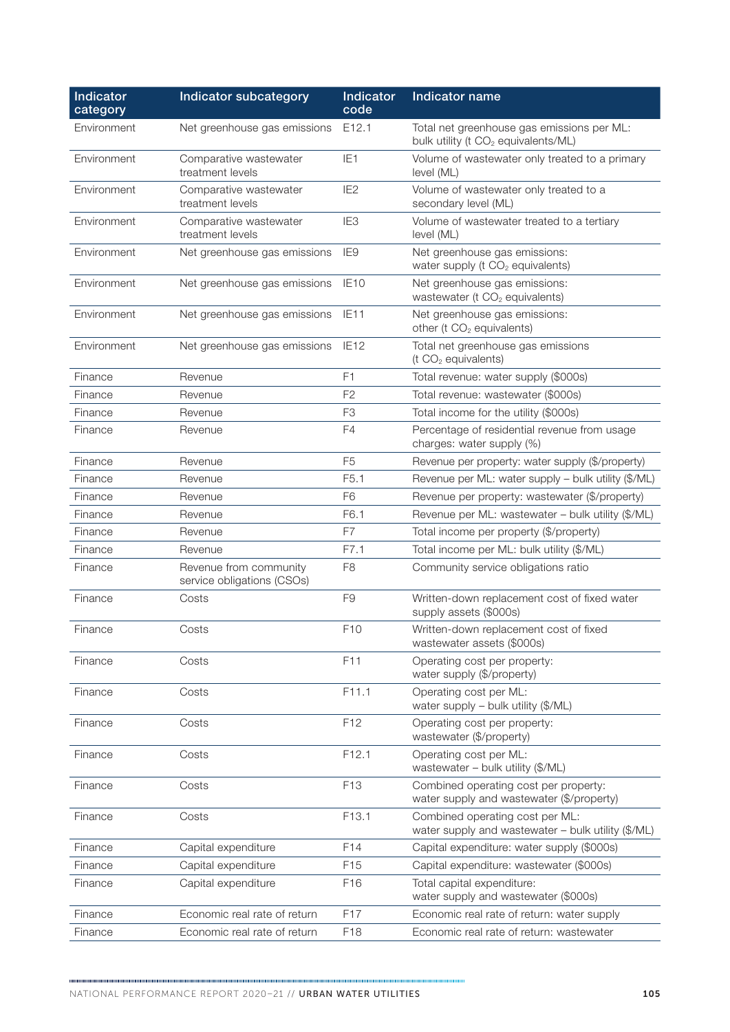| Indicator category | Indicator subcategory | Indicator code | Indicator name |
|---|---|---|---|
| Environment | Net greenhouse gas emissions | E12.1 | Total net greenhouse gas emissions per ML: bulk utility (t $CO_2$ equivalents/ML) |
| Environment | Comparative wastewater treatment levels | IE1 | Volume of wastewater only treated to a primary level (ML) |
| Environment | Comparative wastewater treatment levels | IE2 | Volume of wastewater only treated to a secondary level (ML) |
| Environment | Comparative wastewater treatment levels | IE3 | Volume of wastewater treated to a tertiary level (ML) |
| Environment | Net greenhouse gas emissions | IE9 | Net greenhouse gas emissions: water supply (t $CO_2$ equivalents) |
| Environment | Net greenhouse gas emissions | IE10 | Net greenhouse gas emissions: wastewater (t $CO_2$ equivalents) |
| Environment | Net greenhouse gas emissions | IE11 | Net greenhouse gas emissions: other (t $CO_2$ equivalents) |
| Environment | Net greenhouse gas emissions | IE12 | Total net greenhouse gas emissions (t $CO_2$ equivalents) |
| Finance | Revenue | F1 | Total revenue: water supply ($000s) |
| Finance | Revenue | F2 | Total revenue: wastewater ($000s) |
| Finance | Revenue | F3 | Total income for the utility ($000s) |
| Finance | Revenue | F4 | Percentage of residential revenue from usage charges: water supply (%) |
| Finance | Revenue | F5 | Revenue per property: water supply ($/property) |
| Finance | Revenue | F5.1 | Revenue per ML: water supply – bulk utility ($/ML) |
| Finance | Revenue | F6 | Revenue per property: wastewater ($/property) |
| Finance | Revenue | F6.1 | Revenue per ML: wastewater – bulk utility ($/ML) |
| Finance | Revenue | F7 | Total income per property ($/property) |
| Finance | Revenue | F7.1 | Total income per ML: bulk utility ($/ML) |
| Finance | Revenue from community service obligations (CSOs) | F8 | Community service obligations ratio |
| Finance | Costs | F9 | Written-down replacement cost of fixed water supply assets ($000s) |
| Finance | Costs | F10 | Written-down replacement cost of fixed wastewater assets ($000s) |
| Finance | Costs | F11 | Operating cost per property: water supply ($/property) |
| Finance | Costs | F11.1 | Operating cost per ML: water supply – bulk utility ($/ML) |
| Finance | Costs | F12 | Operating cost per property: wastewater ($/property) |
| Finance | Costs | F12.1 | Operating cost per ML: wastewater – bulk utility ($/ML) |
| Finance | Costs | F13 | Combined operating cost per property: water supply and wastewater ($/property) |
| Finance | Costs | F13.1 | Combined operating cost per ML: water supply and wastewater – bulk utility ($/ML) |
| Finance | Capital expenditure | F14 | Capital expenditure: water supply ($000s) |
| Finance | Capital expenditure | F15 | Capital expenditure: wastewater ($000s) |
| Finance | Capital expenditure | F16 | Total capital expenditure: water supply and wastewater ($000s) |
| Finance | Economic real rate of return | F17 | Economic real rate of return: water supply |
| Finance | Economic real rate of return | F18 | Economic real rate of return: wastewater |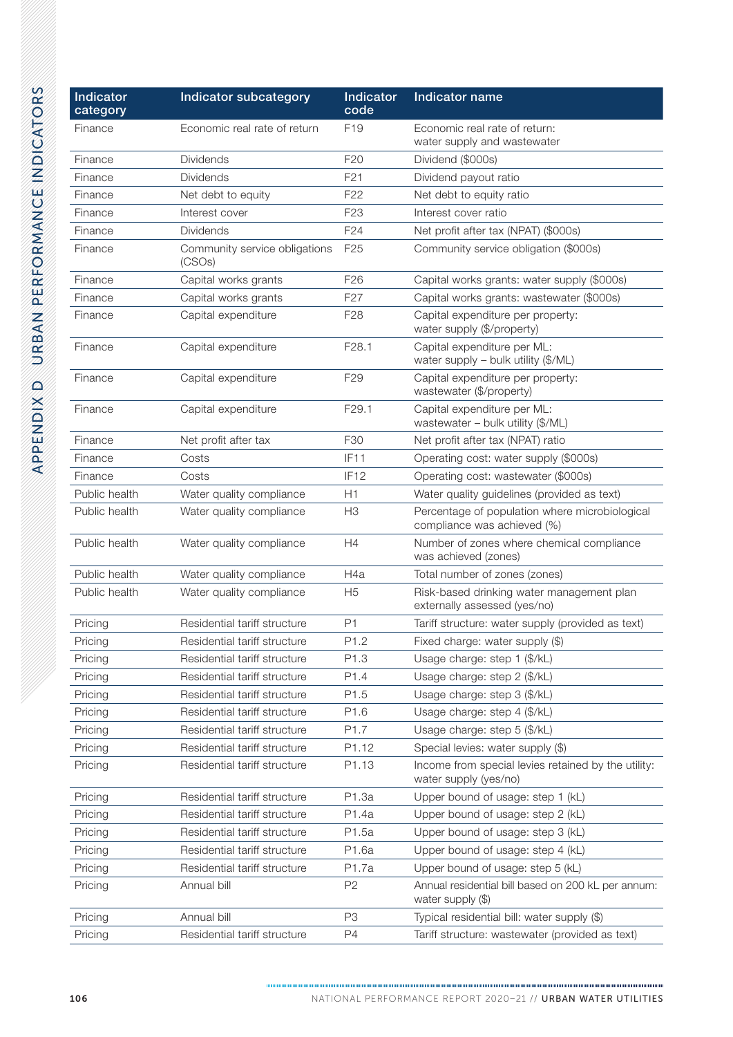| Indicator category | Indicator subcategory | Indicator code | Indicator name |
|---|---|---|---|
| Finance | Economic real rate of return | F19 | Economic real rate of return: water supply and wastewater |
| Finance | Dividends | F20 | Dividend ($000s) |
| Finance | Dividends | F21 | Dividend payout ratio |
| Finance | Net debt to equity | F22 | Net debt to equity ratio |
| Finance | Interest cover | F23 | Interest cover ratio |
| Finance | Dividends | F24 | Net profit after tax (NPAT) ($000s) |
| Finance | Community service obligations (CSOs) | F25 | Community service obligation ($000s) |
| Finance | Capital works grants | F26 | Capital works grants: water supply ($000s) |
| Finance | Capital works grants | F27 | Capital works grants: wastewater ($000s) |
| Finance | Capital expenditure | F28 | Capital expenditure per property: water supply ($/property) |
| Finance | Capital expenditure | F28.1 | Capital expenditure per ML: water supply – bulk utility ($/ML) |
| Finance | Capital expenditure | F29 | Capital expenditure per property: wastewater ($/property) |
| Finance | Capital expenditure | F29.1 | Capital expenditure per ML: wastewater – bulk utility ($/ML) |
| Finance | Net profit after tax | F30 | Net profit after tax (NPAT) ratio |
| Finance | Costs | IF11 | Operating cost: water supply ($000s) |
| Finance | Costs | IF12 | Operating cost: wastewater ($000s) |
| Public health | Water quality compliance | H1 | Water quality guidelines (provided as text) |
| Public health | Water quality compliance | H3 | Percentage of population where microbiological compliance was achieved (%) |
| Public health | Water quality compliance | H4 | Number of zones where chemical compliance was achieved (zones) |
| Public health | Water quality compliance | H4a | Total number of zones (zones) |
| Public health | Water quality compliance | H5 | Risk-based drinking water management plan externally assessed (yes/no) |
| Pricing | Residential tariff structure | P1 | Tariff structure: water supply (provided as text) |
| Pricing | Residential tariff structure | P1.2 | Fixed charge: water supply ($) |
| Pricing | Residential tariff structure | P1.3 | Usage charge: step 1 ($/kL) |
| Pricing | Residential tariff structure | P1.4 | Usage charge: step 2 ($/kL) |
| Pricing | Residential tariff structure | P1.5 | Usage charge: step 3 ($/kL) |
| Pricing | Residential tariff structure | P1.6 | Usage charge: step 4 ($/kL) |
| Pricing | Residential tariff structure | P1.7 | Usage charge: step 5 ($/kL) |
| Pricing | Residential tariff structure | P1.12 | Special levies: water supply ($) |
| Pricing | Residential tariff structure | P1.13 | Income from special levies retained by the utility: water supply (yes/no) |
| Pricing | Residential tariff structure | P1.3a | Upper bound of usage: step 1 (kL) |
| Pricing | Residential tariff structure | P1.4a | Upper bound of usage: step 2 (kL) |
| Pricing | Residential tariff structure | P1.5a | Upper bound of usage: step 3 (kL) |
| Pricing | Residential tariff structure | P1.6a | Upper bound of usage: step 4 (kL) |
| Pricing | Residential tariff structure | P1.7a | Upper bound of usage: step 5 (kL) |
| Pricing | Annual bill | P2 | Annual residential bill based on 200 kL per annum: water supply ($) |
| Pricing | Annual bill | P3 | Typical residential bill: water supply ($) |
| Pricing | Residential tariff structure | P4 | Tariff structure: wastewater (provided as text) |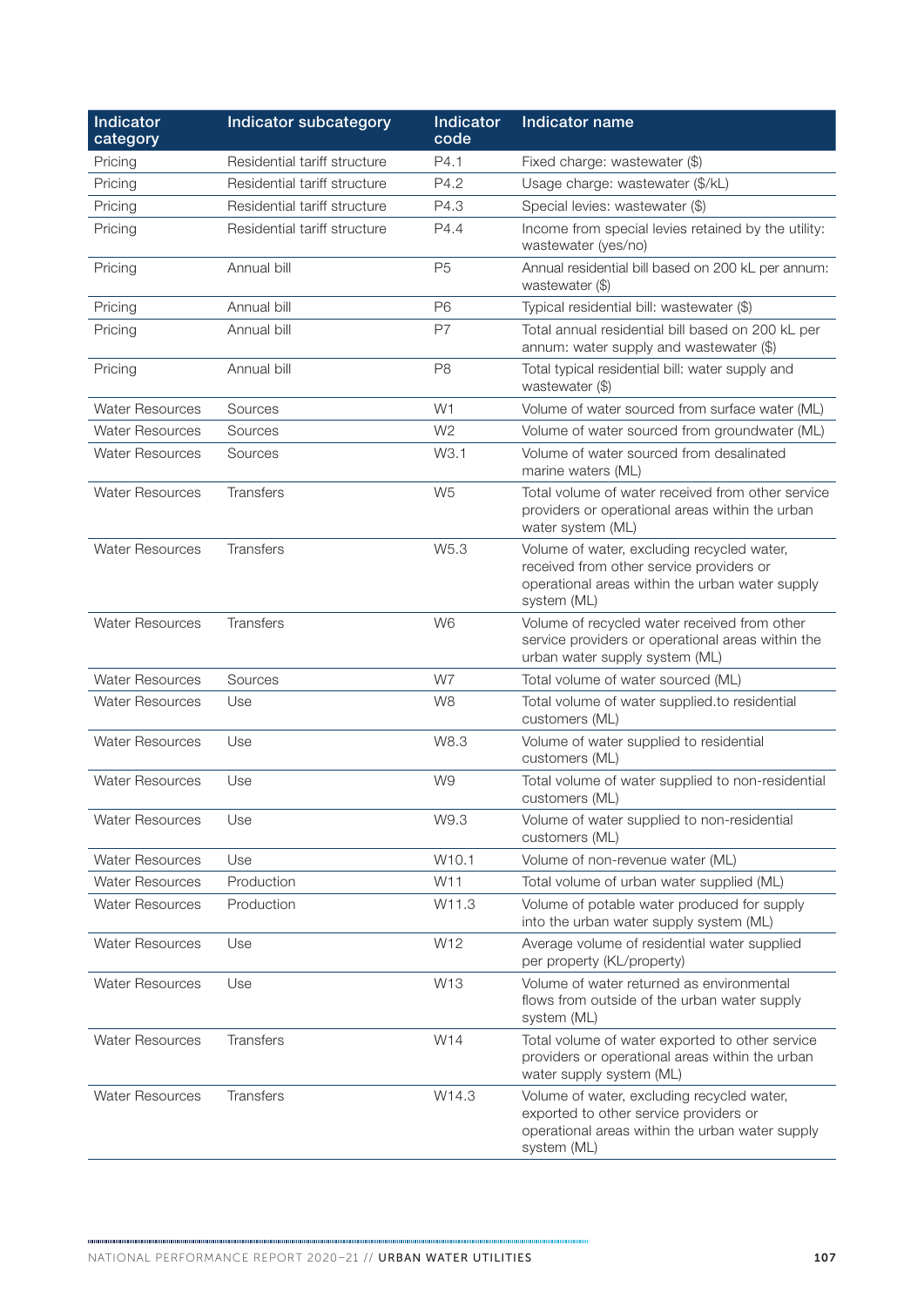| Indicator category | Indicator subcategory | Indicator code | Indicator name |
|---|---|---|---|
| Pricing | Residential tariff structure | P4.1 | Fixed charge: wastewater ($) |
| Pricing | Residential tariff structure | P4.2 | Usage charge: wastewater ($/kL) |
| Pricing | Residential tariff structure | P4.3 | Special levies: wastewater ($) |
| Pricing | Residential tariff structure | P4.4 | Income from special levies retained by the utility: wastewater (yes/no) |
| Pricing | Annual bill | P5 | Annual residential bill based on 200 kL per annum: wastewater ($) |
| Pricing | Annual bill | P6 | Typical residential bill: wastewater ($) |
| Pricing | Annual bill | P7 | Total annual residential bill based on 200 kL per annum: water supply and wastewater ($) |
| Pricing | Annual bill | P8 | Total typical residential bill: water supply and wastewater ($) |
| Water Resources | Sources | W1 | Volume of water sourced from surface water (ML) |
| Water Resources | Sources | W2 | Volume of water sourced from groundwater (ML) |
| Water Resources | Sources | W3.1 | Volume of water sourced from desalinated marine waters (ML) |
| Water Resources | Transfers | W5 | Total volume of water received from other service providers or operational areas within the urban water system (ML) |
| Water Resources | Transfers | W5.3 | Volume of water, excluding recycled water, received from other service providers or operational areas within the urban water supply system (ML) |
| Water Resources | Transfers | W6 | Volume of recycled water received from other service providers or operational areas within the urban water supply system (ML) |
| Water Resources | Sources | W7 | Total volume of water sourced (ML) |
| Water Resources | Use | W8 | Total volume of water supplied.to residential customers (ML) |
| Water Resources | Use | W8.3 | Volume of water supplied to residential customers (ML) |
| Water Resources | Use | W9 | Total volume of water supplied to non-residential customers (ML) |
| Water Resources | Use | W9.3 | Volume of water supplied to non-residential customers (ML) |
| Water Resources | Use | W10.1 | Volume of non-revenue water (ML) |
| Water Resources | Production | W11 | Total volume of urban water supplied (ML) |
| Water Resources | Production | W11.3 | Volume of potable water produced for supply into the urban water supply system (ML) |
| Water Resources | Use | W12 | Average volume of residential water supplied per property (KL/property) |
| Water Resources | Use | W13 | Volume of water returned as environmental flows from outside of the urban water supply system (ML) |
| Water Resources | Transfers | W14 | Total volume of water exported to other service providers or operational areas within the urban water supply system (ML) |
| Water Resources | Transfers | W14.3 | Volume of water, excluding recycled water, exported to other service providers or operational areas within the urban water supply system (ML) |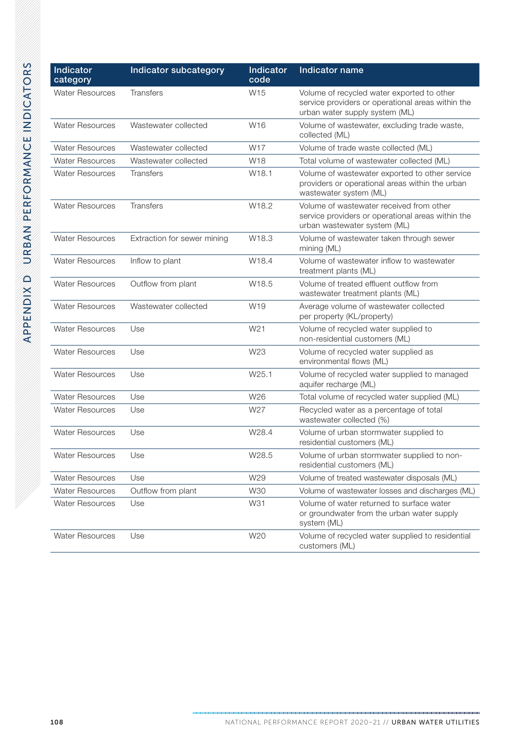| Indicator category | Indicator subcategory | Indicator code | Indicator name |
|---|---|---|---|
| Water Resources | Transfers | W15 | Volume of recycled water exported to other service providers or operational areas within the urban water supply system (ML) |
| Water Resources | Wastewater collected | W16 | Volume of wastewater, excluding trade waste, collected (ML) |
| Water Resources | Wastewater collected | W17 | Volume of trade waste collected (ML) |
| Water Resources | Wastewater collected | W18 | Total volume of wastewater collected (ML) |
| Water Resources | Transfers | W18.1 | Volume of wastewater exported to other service providers or operational areas within the urban wastewater system (ML) |
| Water Resources | Transfers | W18.2 | Volume of wastewater received from other service providers or operational areas within the urban wastewater system (ML) |
| Water Resources | Extraction for sewer mining | W18.3 | Volume of wastewater taken through sewer mining (ML) |
| Water Resources | Inflow to plant | W18.4 | Volume of wastewater inflow to wastewater treatment plants (ML) |
| Water Resources | Outflow from plant | W18.5 | Volume of treated effluent outflow from wastewater treatment plants (ML) |
| Water Resources | Wastewater collected | W19 | Average volume of wastewater collected per property (KL/property) |
| Water Resources | Use | W21 | Volume of recycled water supplied to non-residential customers (ML) |
| Water Resources | Use | W23 | Volume of recycled water supplied as environmental flows (ML) |
| Water Resources | Use | W25.1 | Volume of recycled water supplied to managed aquifer recharge (ML) |
| Water Resources | Use | W26 | Total volume of recycled water supplied (ML) |
| Water Resources | Use | W27 | Recycled water as a percentage of total wastewater collected (%) |
| Water Resources | Use | W28.4 | Volume of urban stormwater supplied to residential customers (ML) |
| Water Resources | Use | W28.5 | Volume of urban stormwater supplied to non-residential customers (ML) |
| Water Resources | Use | W29 | Volume of treated wastewater disposals (ML) |
| Water Resources | Outflow from plant | W30 | Volume of wastewater losses and discharges (ML) |
| Water Resources | Use | W31 | Volume of water returned to surface water or groundwater from the urban water supply system (ML) |
| Water Resources | Use | W20 | Volume of recycled water supplied to residential customers (ML) |